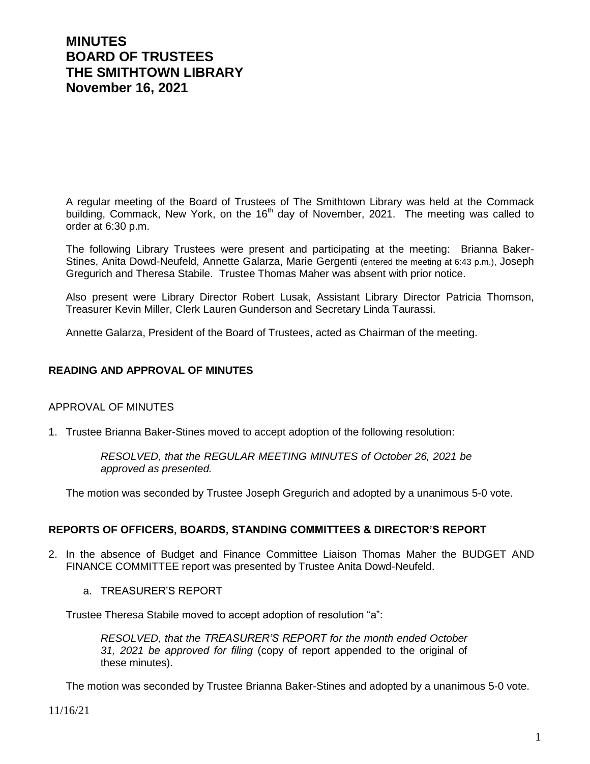# MINUTES
# BOARD OF TRUSTEES
# THE SMITHTOWN LIBRARY
# November 16, 2021

A regular meeting of the Board of Trustees of The Smithtown Library was held at the Commack building, Commack, New York, on the 16th day of November, 2021. The meeting was called to order at 6:30 p.m.

The following Library Trustees were present and participating at the meeting: Brianna Baker-Stines, Anita Dowd-Neufeld, Annette Galarza, Marie Gergenti (entered the meeting at 6:43 p.m.), Joseph Gregurich and Theresa Stabile. Trustee Thomas Maher was absent with prior notice.

Also present were Library Director Robert Lusak, Assistant Library Director Patricia Thomson, Treasurer Kevin Miller, Clerk Lauren Gunderson and Secretary Linda Taurassi.

Annette Galarza, President of the Board of Trustees, acted as Chairman of the meeting.

## READING AND APPROVAL OF MINUTES

APPROVAL OF MINUTES

1. Trustee Brianna Baker-Stines moved to accept adoption of the following resolution:

   *RESOLVED, that the REGULAR MEETING MINUTES of October 26, 2021 be approved as presented.*

   The motion was seconded by Trustee Joseph Gregurich and adopted by a unanimous 5-0 vote.

## REPORTS OF OFFICERS, BOARDS, STANDING COMMITTEES & DIRECTOR'S REPORT

2. In the absence of Budget and Finance Committee Liaison Thomas Maher the BUDGET AND FINANCE COMMITTEE report was presented by Trustee Anita Dowd-Neufeld.

   a. TREASURER'S REPORT

   Trustee Theresa Stabile moved to accept adoption of resolution "a":

   *RESOLVED, that the TREASURER'S REPORT for the month ended October 31, 2021 be approved for filing* (copy of report appended to the original of these minutes).

   The motion was seconded by Trustee Brianna Baker-Stines and adopted by a unanimous 5-0 vote.

11/16/21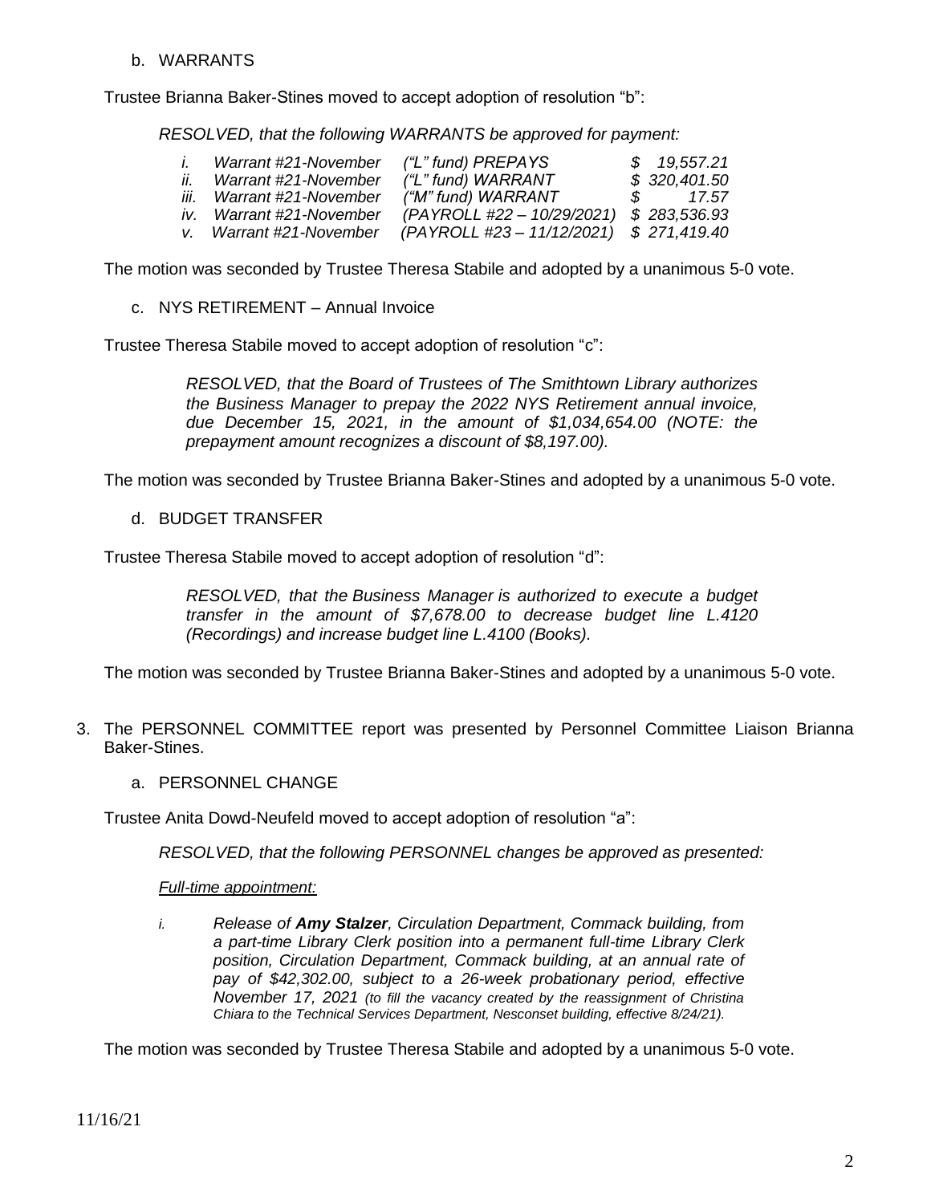b. WARRANTS

Trustee Brianna Baker-Stines moved to accept adoption of resolution "b":

*RESOLVED, that the following WARRANTS be approved for payment:*

| | | | |
|---|---|---|---|
| *i.* | *Warrant #21-November* | *("L" fund) PREPAYS* | *$ 19,557.21* |
| *ii.* | *Warrant #21-November* | *("L" fund) WARRANT* | *$ 320,401.50* |
| *iii.* | *Warrant #21-November* | *("M" fund) WARRANT* | *$ 17.57* |
| *iv.* | *Warrant #21-November* | *(PAYROLL #22 – 10/29/2021)* | *$ 283,536.93* |
| *v.* | *Warrant #21-November* | *(PAYROLL #23 – 11/12/2021)* | *$ 271,419.40* |

The motion was seconded by Trustee Theresa Stabile and adopted by a unanimous 5-0 vote.

c. NYS RETIREMENT – Annual Invoice

Trustee Theresa Stabile moved to accept adoption of resolution "c":

*RESOLVED, that the Board of Trustees of The Smithtown Library authorizes the Business Manager to prepay the 2022 NYS Retirement annual invoice, due December 15, 2021, in the amount of $1,034,654.00 (NOTE: the prepayment amount recognizes a discount of $8,197.00).*

The motion was seconded by Trustee Brianna Baker-Stines and adopted by a unanimous 5-0 vote.

d. BUDGET TRANSFER

Trustee Theresa Stabile moved to accept adoption of resolution "d":

*RESOLVED, that the Business Manager is authorized to execute a budget transfer in the amount of $7,678.00 to decrease budget line L.4120 (Recordings) and increase budget line L.4100 (Books).*

The motion was seconded by Trustee Brianna Baker-Stines and adopted by a unanimous 5-0 vote.

3. The PERSONNEL COMMITTEE report was presented by Personnel Committee Liaison Brianna Baker-Stines.

   a. PERSONNEL CHANGE

Trustee Anita Dowd-Neufeld moved to accept adoption of resolution "a":

*RESOLVED, that the following PERSONNEL changes be approved as presented:*

*<u>Full-time appointment:</u>*

*i. Release of **Amy Stalzer**, Circulation Department, Commack building, from a part-time Library Clerk position into a permanent full-time Library Clerk position, Circulation Department, Commack building, at an annual rate of pay of $42,302.00, subject to a 26-week probationary period, effective November 17, 2021 (to fill the vacancy created by the reassignment of Christina Chiara to the Technical Services Department, Nesconset building, effective 8/24/21).*

The motion was seconded by Trustee Theresa Stabile and adopted by a unanimous 5-0 vote.

11/16/21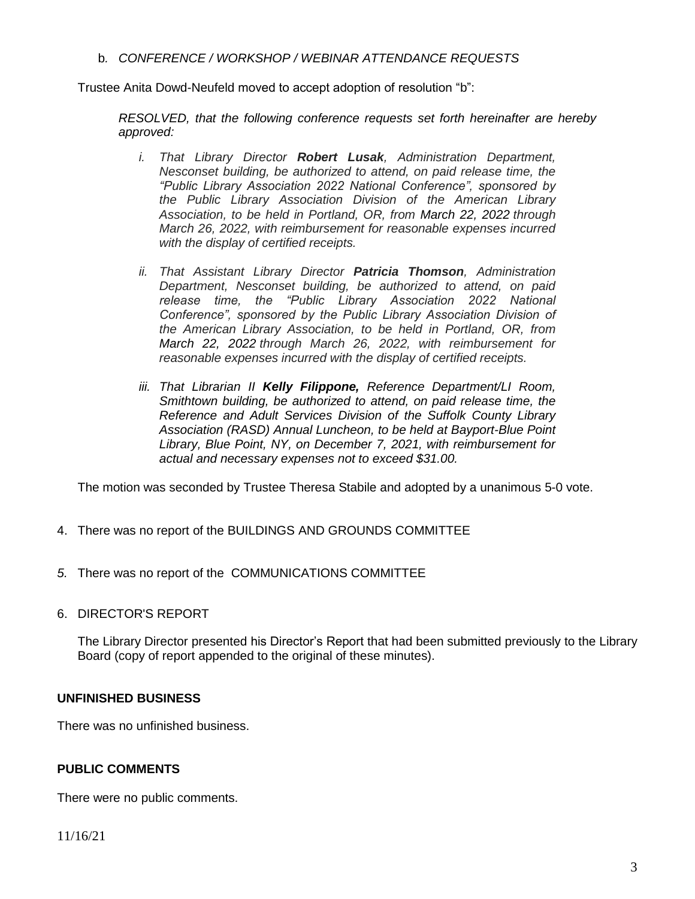b. *CONFERENCE / WORKSHOP / WEBINAR ATTENDANCE REQUESTS*

Trustee Anita Dowd-Neufeld moved to accept adoption of resolution "b":

*RESOLVED, that the following conference requests set forth hereinafter are hereby approved:*

*i. That Library Director **Robert Lusak**, Administration Department, Nesconset building, be authorized to attend, on paid release time, the "Public Library Association 2022 National Conference", sponsored by the Public Library Association Division of the American Library Association, to be held in Portland, OR, from March 22, 2022 through March 26, 2022, with reimbursement for reasonable expenses incurred with the display of certified receipts.*

*ii. That Assistant Library Director **Patricia Thomson**, Administration Department, Nesconset building, be authorized to attend, on paid release time, the "Public Library Association 2022 National Conference", sponsored by the Public Library Association Division of the American Library Association, to be held in Portland, OR, from March 22, 2022 through March 26, 2022, with reimbursement for reasonable expenses incurred with the display of certified receipts.*

*iii. That Librarian II **Kelly Filippone,** Reference Department/LI Room, Smithtown building, be authorized to attend, on paid release time, the Reference and Adult Services Division of the Suffolk County Library Association (RASD) Annual Luncheon, to be held at Bayport-Blue Point Library, Blue Point, NY, on December 7, 2021, with reimbursement for actual and necessary expenses not to exceed $31.00.*

The motion was seconded by Trustee Theresa Stabile and adopted by a unanimous 5-0 vote.

4. There was no report of the BUILDINGS AND GROUNDS COMMITTEE

*5.* There was no report of the COMMUNICATIONS COMMITTEE

6. DIRECTOR'S REPORT

The Library Director presented his Director's Report that had been submitted previously to the Library Board (copy of report appended to the original of these minutes).

**UNFINISHED BUSINESS**

There was no unfinished business.

**PUBLIC COMMENTS**

There were no public comments.

11/16/21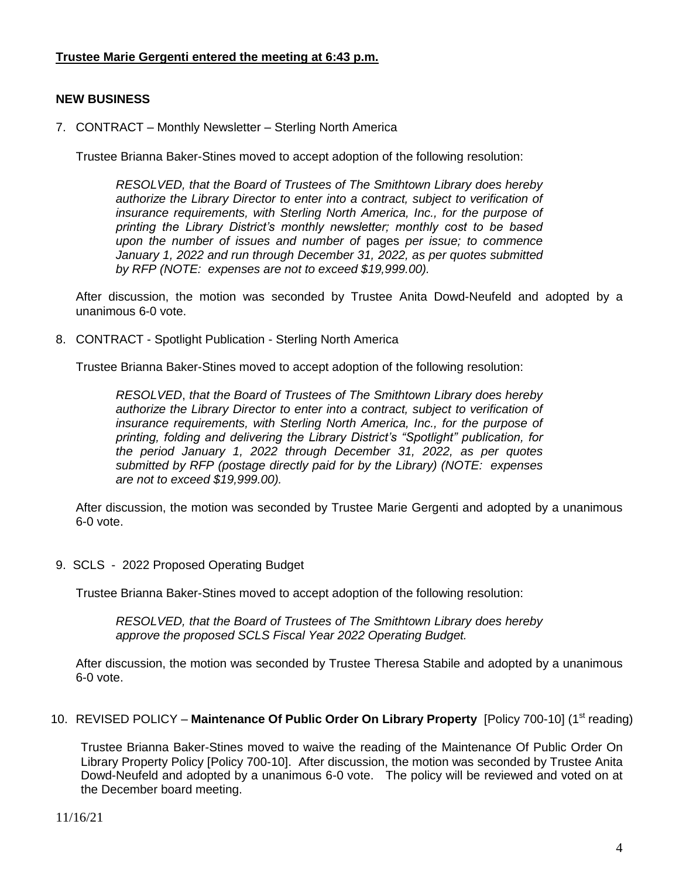**Trustee Marie Gergenti entered the meeting at 6:43 p.m.**

**NEW BUSINESS**

7. CONTRACT – Monthly Newsletter – Sterling North America

   Trustee Brianna Baker-Stines moved to accept adoption of the following resolution:

   > *RESOLVED, that the Board of Trustees of The Smithtown Library does hereby authorize the Library Director to enter into a contract, subject to verification of insurance requirements, with Sterling North America, Inc., for the purpose of printing the Library District's monthly newsletter; monthly cost to be based upon the number of issues and number of* pages *per issue; to commence January 1, 2022 and run through December 31, 2022, as per quotes submitted by RFP (NOTE: expenses are not to exceed $19,999.00).*

   After discussion, the motion was seconded by Trustee Anita Dowd-Neufeld and adopted by a unanimous 6-0 vote.

8. CONTRACT - Spotlight Publication - Sterling North America

   Trustee Brianna Baker-Stines moved to accept adoption of the following resolution:

   > *RESOLVED, that the Board of Trustees of The Smithtown Library does hereby authorize the Library Director to enter into a contract, subject to verification of insurance requirements, with Sterling North America, Inc., for the purpose of printing, folding and delivering the Library District's "Spotlight" publication, for the period January 1, 2022 through December 31, 2022, as per quotes submitted by RFP (postage directly paid for by the Library) (NOTE: expenses are not to exceed $19,999.00).*

   After discussion, the motion was seconded by Trustee Marie Gergenti and adopted by a unanimous 6-0 vote.

9. SCLS - 2022 Proposed Operating Budget

   Trustee Brianna Baker-Stines moved to accept adoption of the following resolution:

   > *RESOLVED, that the Board of Trustees of The Smithtown Library does hereby approve the proposed SCLS Fiscal Year 2022 Operating Budget.*

   After discussion, the motion was seconded by Trustee Theresa Stabile and adopted by a unanimous 6-0 vote.

10. REVISED POLICY – **Maintenance Of Public Order On Library Property** [Policy 700-10] (1st reading)

    Trustee Brianna Baker-Stines moved to waive the reading of the Maintenance Of Public Order On Library Property Policy [Policy 700-10]. After discussion, the motion was seconded by Trustee Anita Dowd-Neufeld and adopted by a unanimous 6-0 vote. The policy will be reviewed and voted on at the December board meeting.

11/16/21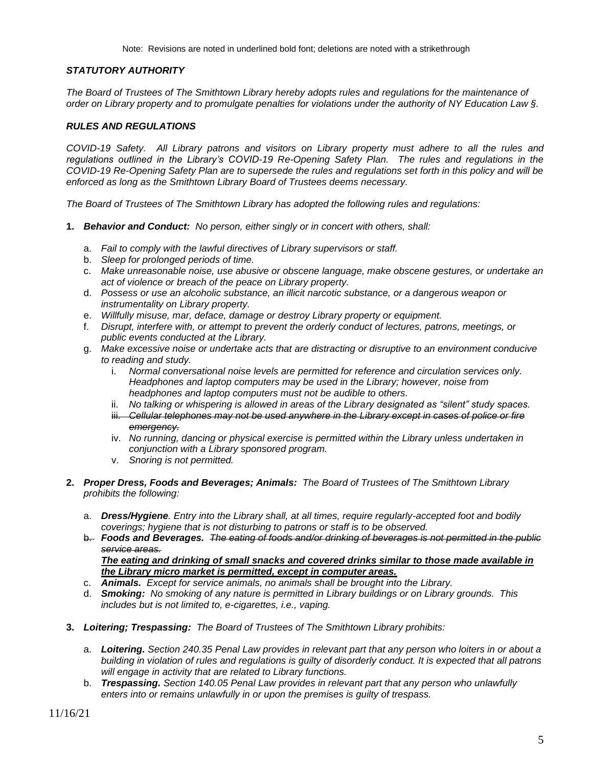Note: Revisions are noted in underlined bold font; deletions are noted with a strikethrough

### *STATUTORY AUTHORITY*

*The Board of Trustees of The Smithtown Library hereby adopts rules and regulations for the maintenance of order on Library property and to promulgate penalties for violations under the authority of NY Education Law §.*

### *RULES AND REGULATIONS*

*COVID-19 Safety. All Library patrons and visitors on Library property must adhere to all the rules and regulations outlined in the Library's COVID-19 Re-Opening Safety Plan. The rules and regulations in the COVID-19 Re-Opening Safety Plan are to supersede the rules and regulations set forth in this policy and will be enforced as long as the Smithtown Library Board of Trustees deems necessary.*

*The Board of Trustees of The Smithtown Library has adopted the following rules and regulations:*

1. ***Behavior and Conduct:*** *No person, either singly or in concert with others, shall:*
   a. *Fail to comply with the lawful directives of Library supervisors or staff.*
   b. *Sleep for prolonged periods of time.*
   c. *Make unreasonable noise, use abusive or obscene language, make obscene gestures, or undertake an act of violence or breach of the peace on Library property.*
   d. *Possess or use an alcoholic substance, an illicit narcotic substance, or a dangerous weapon or instrumentality on Library property.*
   e. *Willfully misuse, mar, deface, damage or destroy Library property or equipment.*
   f. *Disrupt, interfere with, or attempt to prevent the orderly conduct of lectures, patrons, meetings, or public events conducted at the Library.*
   g. *Make excessive noise or undertake acts that are distracting or disruptive to an environment conducive to reading and study.*
      i. *Normal conversational noise levels are permitted for reference and circulation services only. Headphones and laptop computers may be used in the Library; however, noise from headphones and laptop computers must not be audible to others.*
      ii. *No talking or whispering is allowed in areas of the Library designated as "silent" study spaces.*
      iii. ~~*Cellular telephones may not be used anywhere in the Library except in cases of police or fire emergency.*~~
      iv. *No running, dancing or physical exercise is permitted within the Library unless undertaken in conjunction with a Library sponsored program.*
      v. *Snoring is not permitted.*

2. ***Proper Dress, Foods and Beverages; Animals:*** *The Board of Trustees of The Smithtown Library prohibits the following:*
   a. ***Dress/Hygiene****. Entry into the Library shall, at all times, require regularly-accepted foot and bodily coverings; hygiene that is not disturbing to patrons or staff is to be observed.*
   b. ***Foods and Beverages.*** ~~*The eating of foods and/or drinking of beverages is not permitted in the public service areas.*~~
      <u>***The eating and drinking of small snacks and covered drinks similar to those made available in the Library micro market is permitted, except in computer areas.***</u>
   c. ***Animals.*** *Except for service animals, no animals shall be brought into the Library.*
   d. ***Smoking:*** *No smoking of any nature is permitted in Library buildings or on Library grounds. This includes but is not limited to, e-cigarettes, i.e., vaping.*

3. ***Loitering; Trespassing:*** *The Board of Trustees of The Smithtown Library prohibits:*
   a. ***Loitering.*** *Section 240.35 Penal Law provides in relevant part that any person who loiters in or about a building in violation of rules and regulations is guilty of disorderly conduct. It is expected that all patrons will engage in activity that are related to Library functions.*
   b. ***Trespassing.*** *Section 140.05 Penal Law provides in relevant part that any person who unlawfully enters into or remains unlawfully in or upon the premises is guilty of trespass.*

11/16/21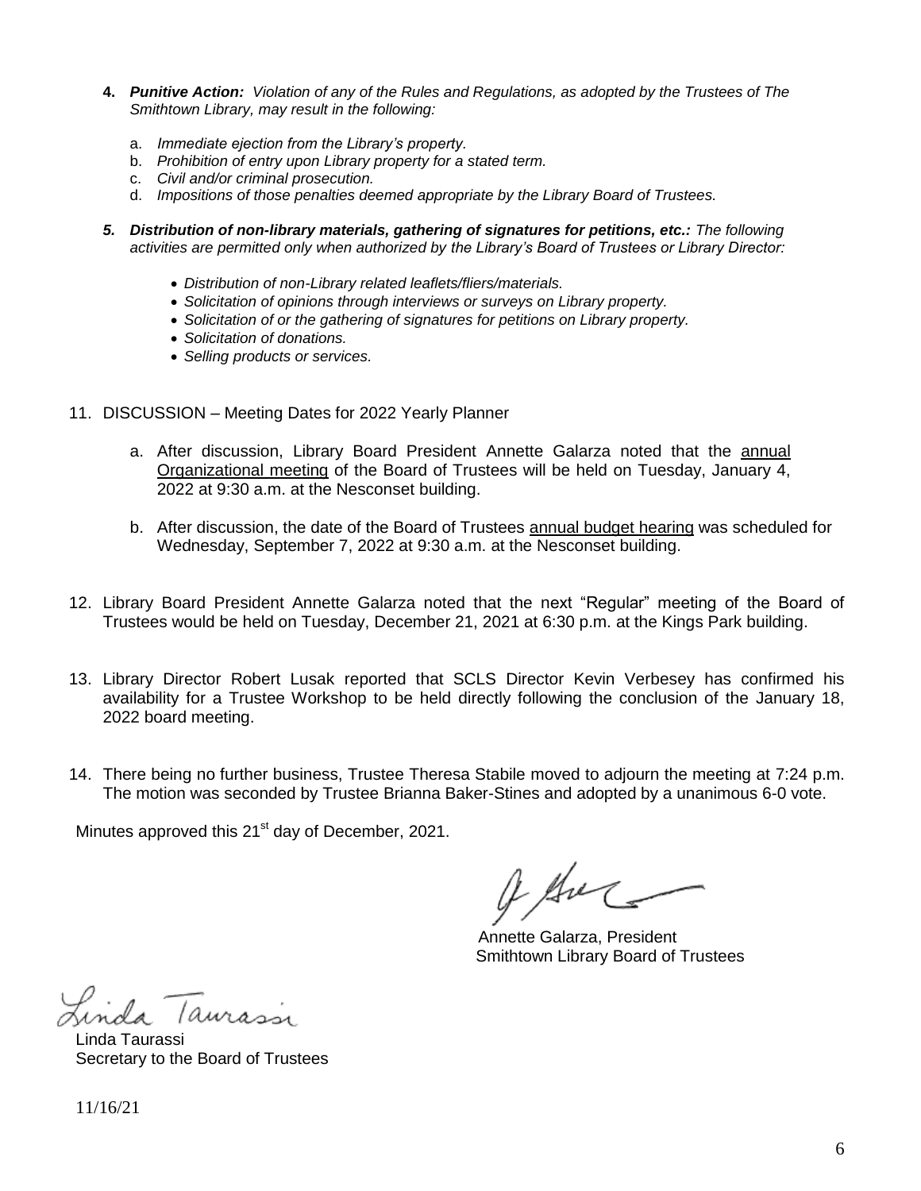4. ***Punitive Action:*** *Violation of any of the Rules and Regulations, as adopted by the Trustees of The Smithtown Library, may result in the following:*

   a. *Immediate ejection from the Library's property.*
   b. *Prohibition of entry upon Library property for a stated term.*
   c. *Civil and/or criminal prosecution.*
   d. *Impositions of those penalties deemed appropriate by the Library Board of Trustees.*

5. ***Distribution of non-library materials, gathering of signatures for petitions, etc.:*** *The following activities are permitted only when authorized by the Library's Board of Trustees or Library Director:*

   - *Distribution of non-Library related leaflets/fliers/materials.*
   - *Solicitation of opinions through interviews or surveys on Library property.*
   - *Solicitation of or the gathering of signatures for petitions on Library property.*
   - *Solicitation of donations.*
   - *Selling products or services.*

11. DISCUSSION – Meeting Dates for 2022 Yearly Planner

    a. After discussion, Library Board President Annette Galarza noted that the annual Organizational meeting of the Board of Trustees will be held on Tuesday, January 4, 2022 at 9:30 a.m. at the Nesconset building.

    b. After discussion, the date of the Board of Trustees annual budget hearing was scheduled for Wednesday, September 7, 2022 at 9:30 a.m. at the Nesconset building.

12. Library Board President Annette Galarza noted that the next "Regular" meeting of the Board of Trustees would be held on Tuesday, December 21, 2021 at 6:30 p.m. at the Kings Park building.

13. Library Director Robert Lusak reported that SCLS Director Kevin Verbesey has confirmed his availability for a Trustee Workshop to be held directly following the conclusion of the January 18, 2022 board meeting.

14. There being no further business, Trustee Theresa Stabile moved to adjourn the meeting at 7:24 p.m. The motion was seconded by Trustee Brianna Baker-Stines and adopted by a unanimous 6-0 vote.

Minutes approved this 21st day of December, 2021.

Annette Galarza, President
Smithtown Library Board of Trustees

Linda Taurassi
Secretary to the Board of Trustees

11/16/21